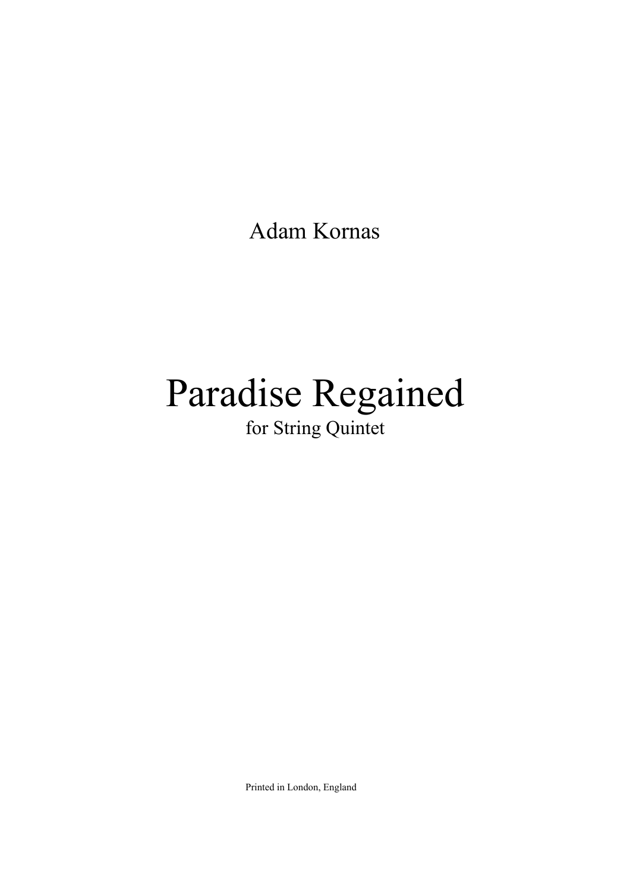Adam Kornas

# Paradise Regained

for String Quintet

Printed in London, England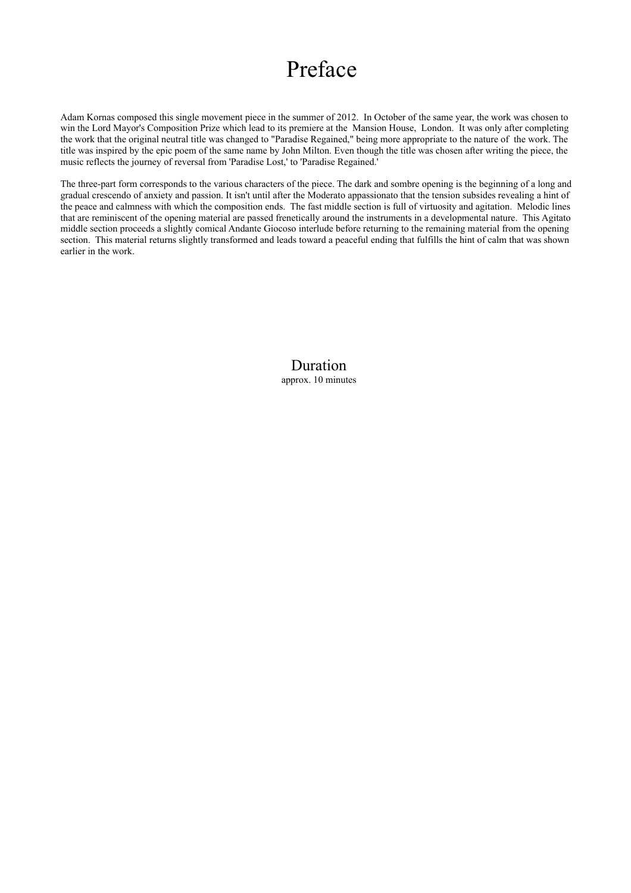# Preface

Adam Kornas composed this single movement piece in the summer of 2012. In October of the same year, the work was chosen to win the Lord Mayor's Composition Prize which lead to its premiere at the Mansion House, London. It was only after completing the work that the original neutral title was changed to "Paradise Regained," being more appropriate to the nature of the work. The title was inspired by the epic poem of the same name by John Milton. Even though the title was chosen after writing the piece, the music reflects the journey of reversal from 'Paradise Lost,' to 'Paradise Regained.'

The three-part form corresponds to the various characters of the piece. The dark and sombre opening is the beginning of a long and gradual crescendo of anxiety and passion. It isn't until after the Moderato appassionato that the tension subsides revealing a hint of the peace and calmness with which the composition ends. The fast middle section is full of virtuosity and agitation. Melodic lines that are reminiscent of the opening material are passed frenetically around the instruments in a developmental nature. This Agitato middle section proceeds a slightly comical Andante Giocoso interlude before returning to the remaining material from the opening section. This material returns slightly transformed and leads toward a peaceful ending that fulfills the hint of calm that was shown earlier in the work.

## Duration

approx. 10 minutes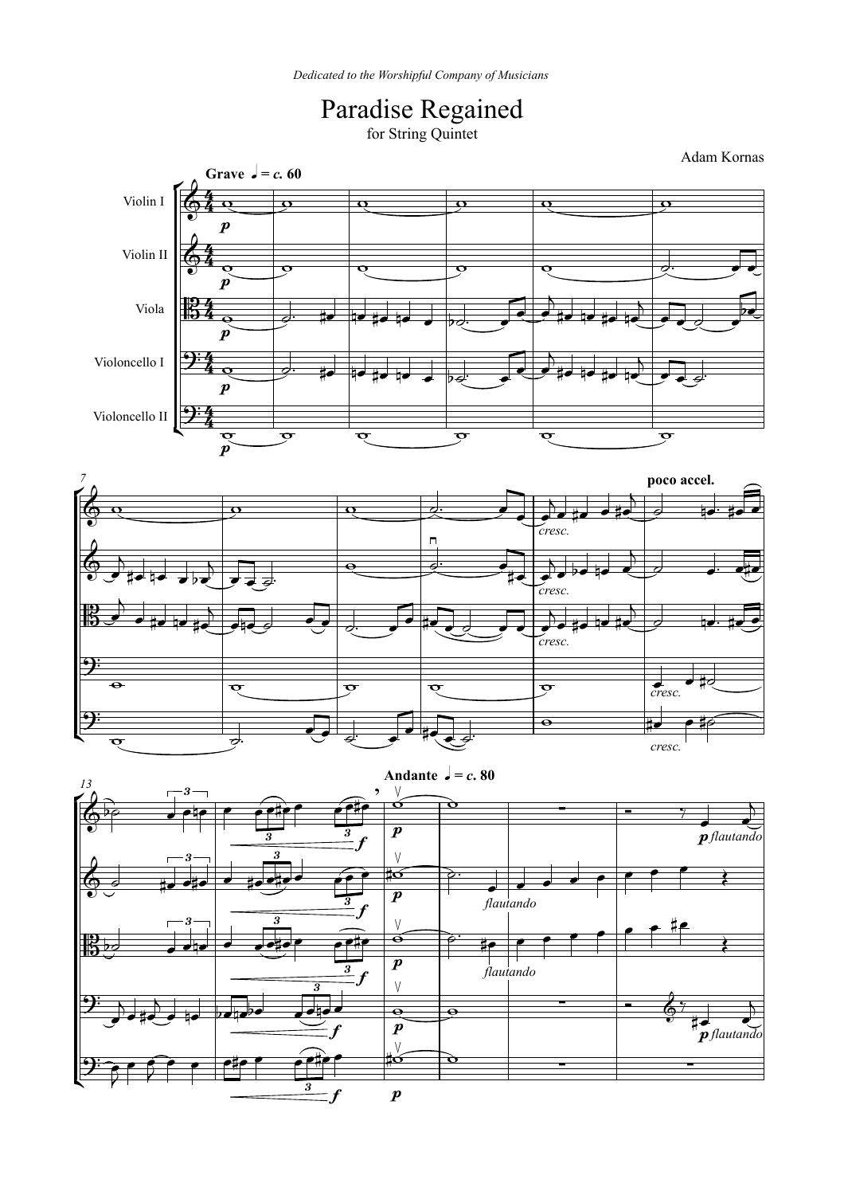*Dedicated to the Worshipful Company of Musicians*

# Paradise Regained

for String Quintet

Adam Kornas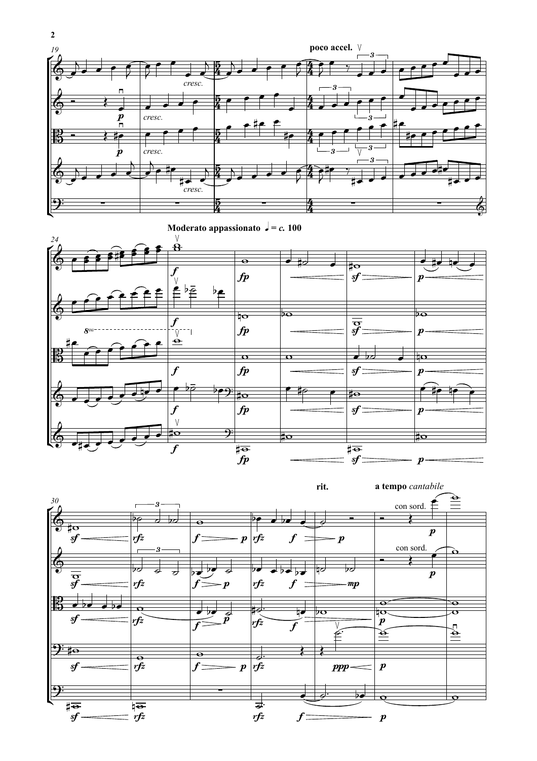poco accel.

Moderato appassionato ♩ = *c.* 100

rit.

a tempo *cantabile*

con sord.

con sord.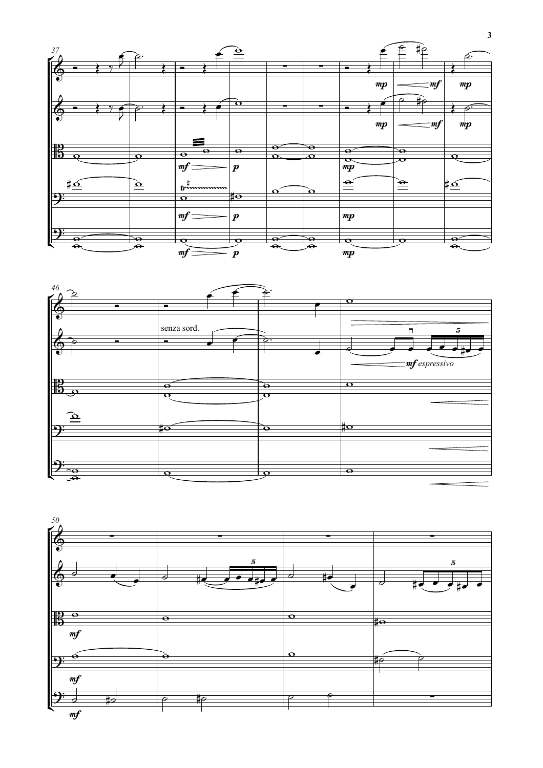37

46

senza sord.

*mf espressivo*

50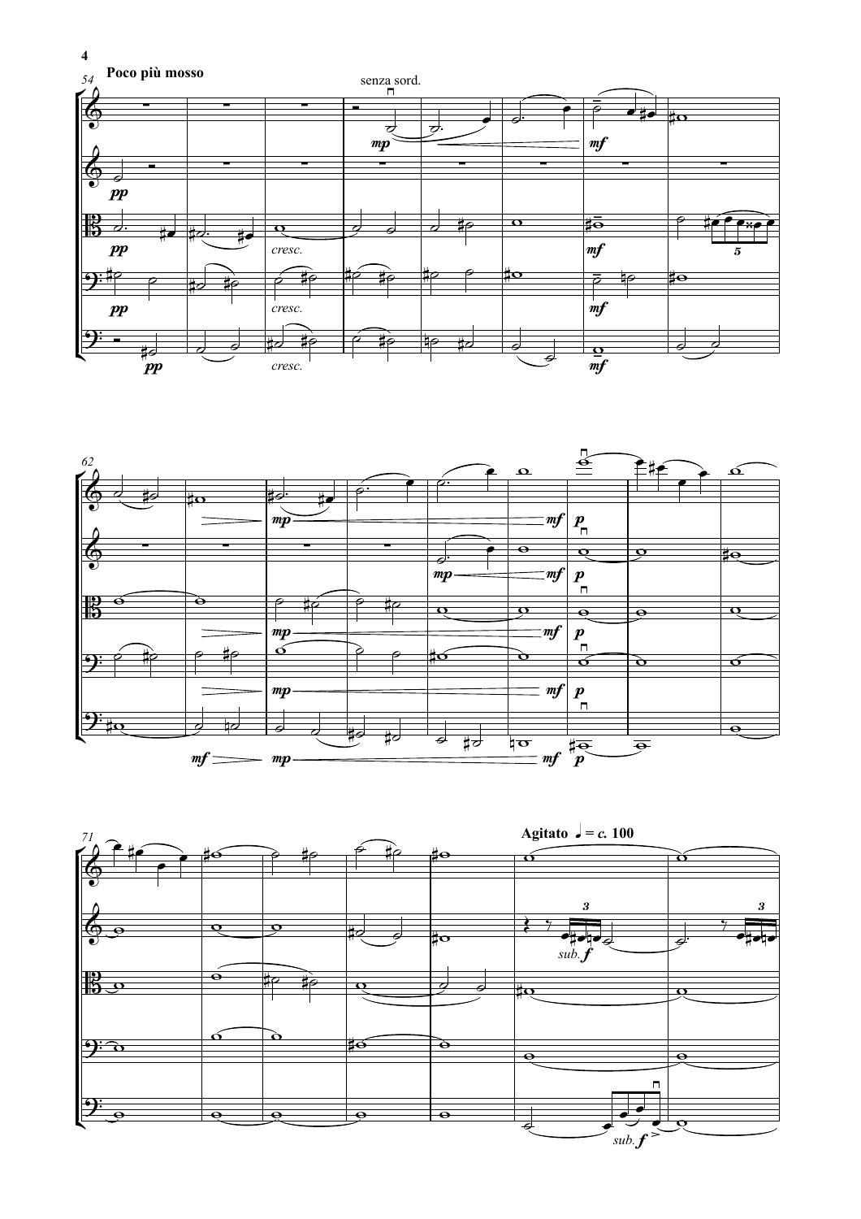**Poco più mosso**

senza sord.

*cresc.*

**Agitato** ♩ = *c.* 100

*sub.* ***f***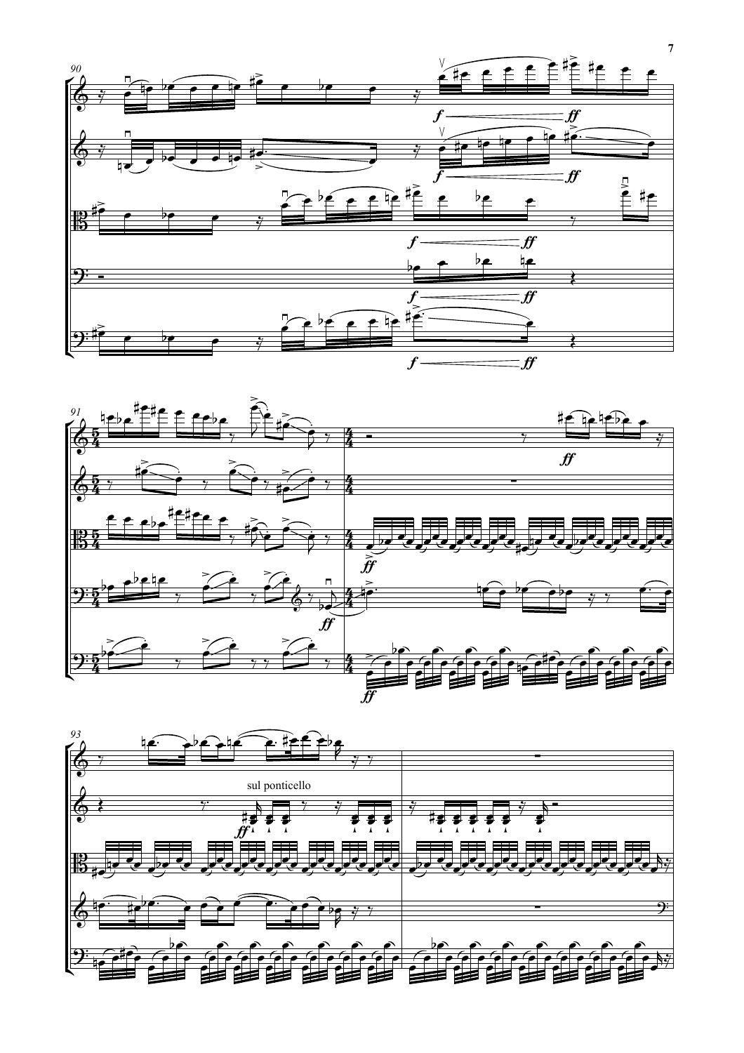sul ponticello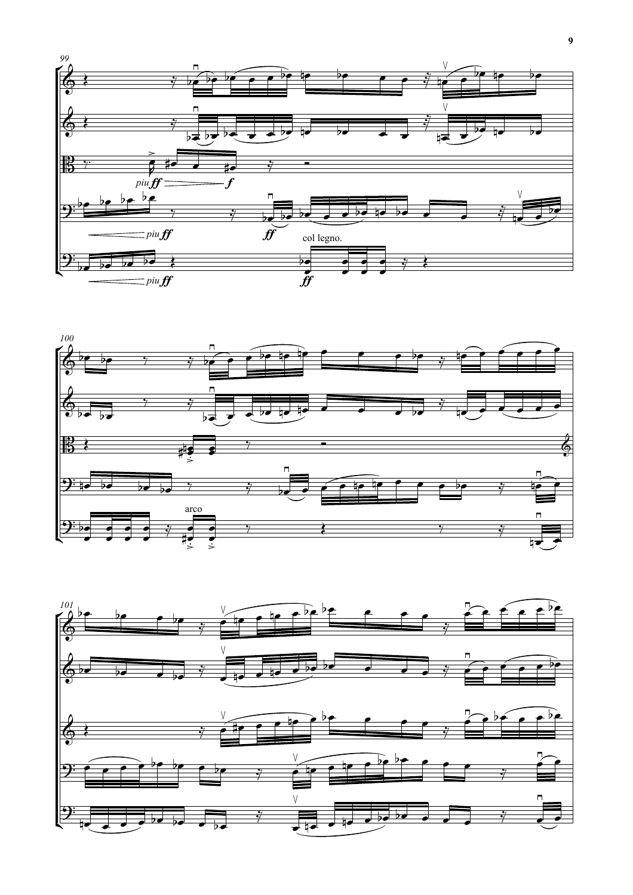99

*piu* ***ff*** ***f***

*piu* ***ff*** ***ff***

col legno.

*piu* ***ff*** ***ff***

100

arco

101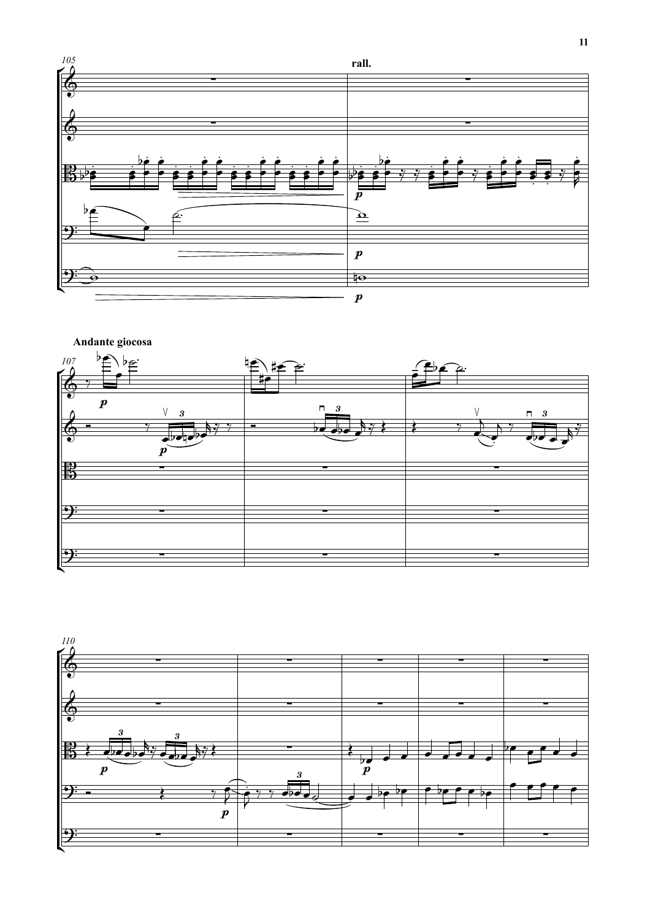rall.

**Andante giocosa**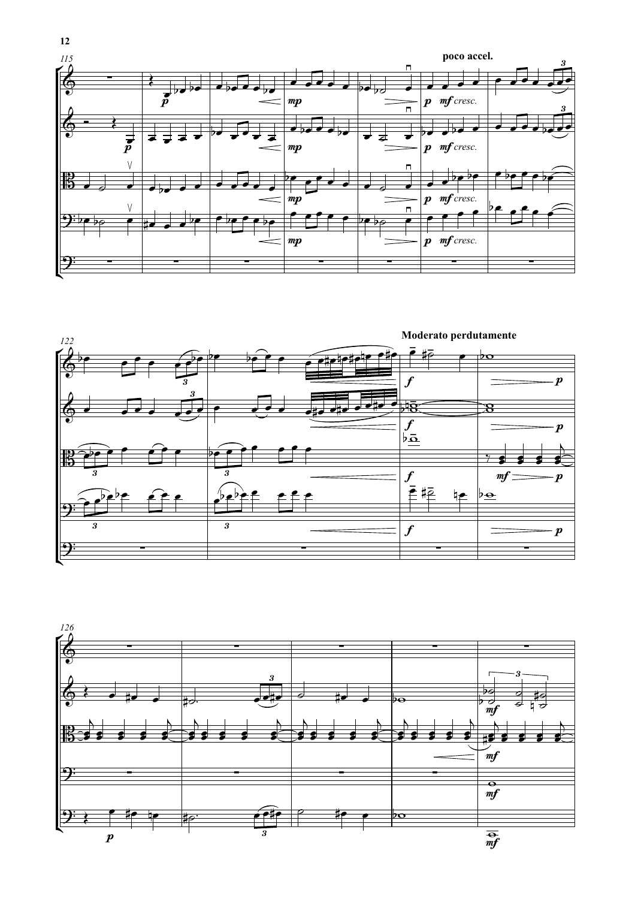115

**poco accel.**

122

**Moderato perdutamente**

126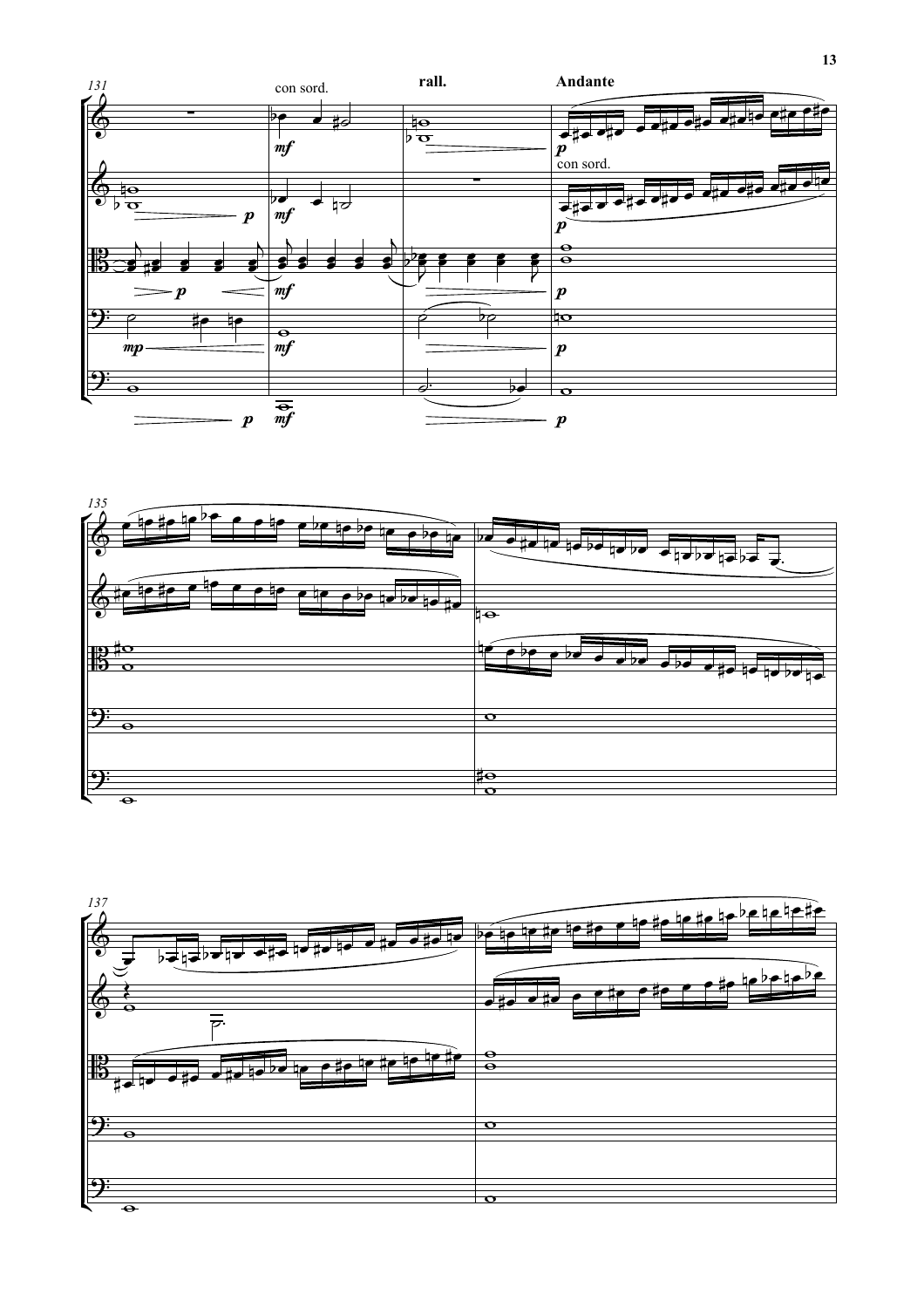131

con sord.

*mf*

rall.

Andante

*p*

con sord.

*p*

*p*

*mp*

*mf*

*p*

*mf*

*p*

*mf*

*p*

*p*

*mf*

*p*

135

137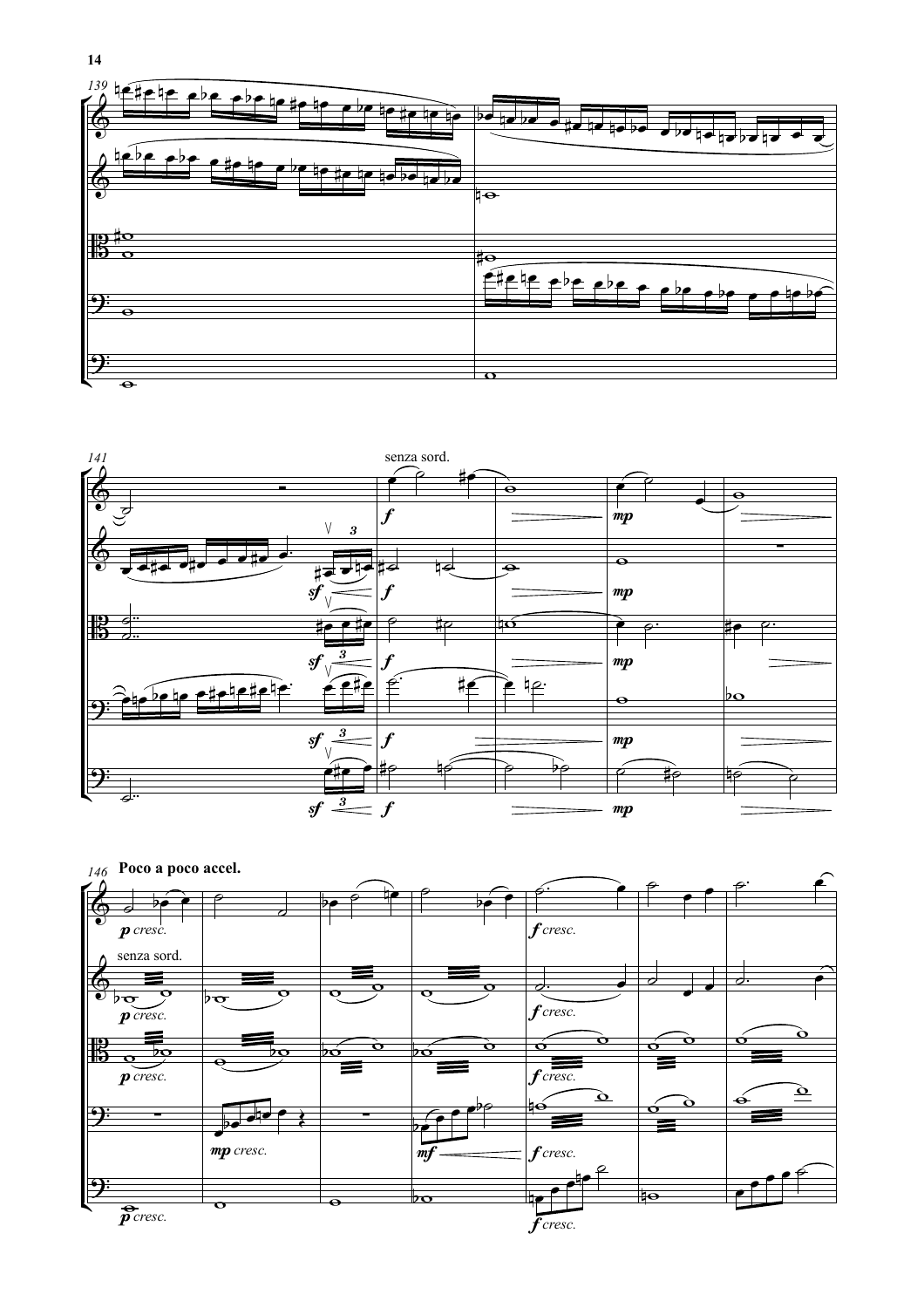139

141

senza sord.

146 **Poco a poco accel.**

senza sord.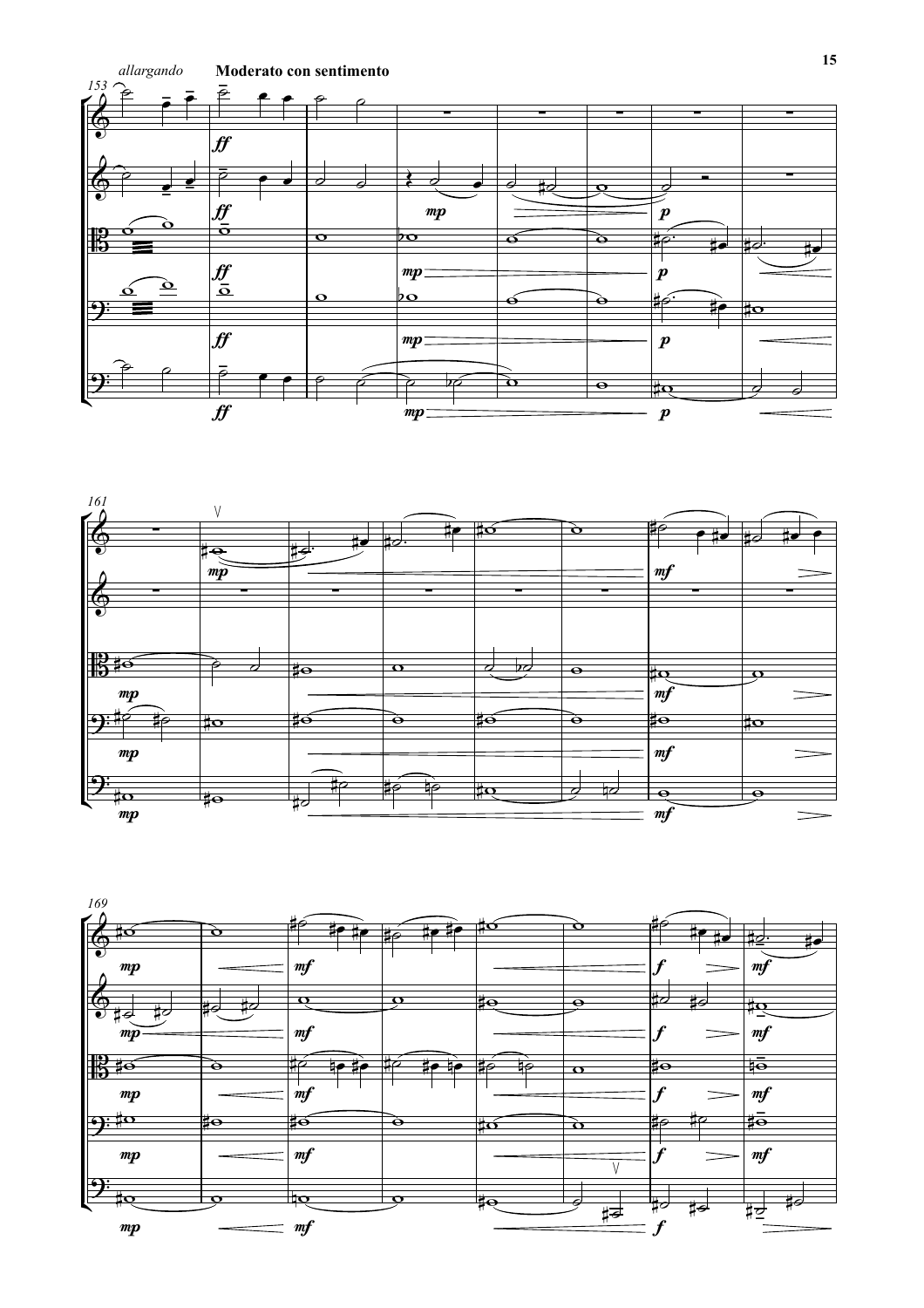*allargando* **Moderato con sentimento**